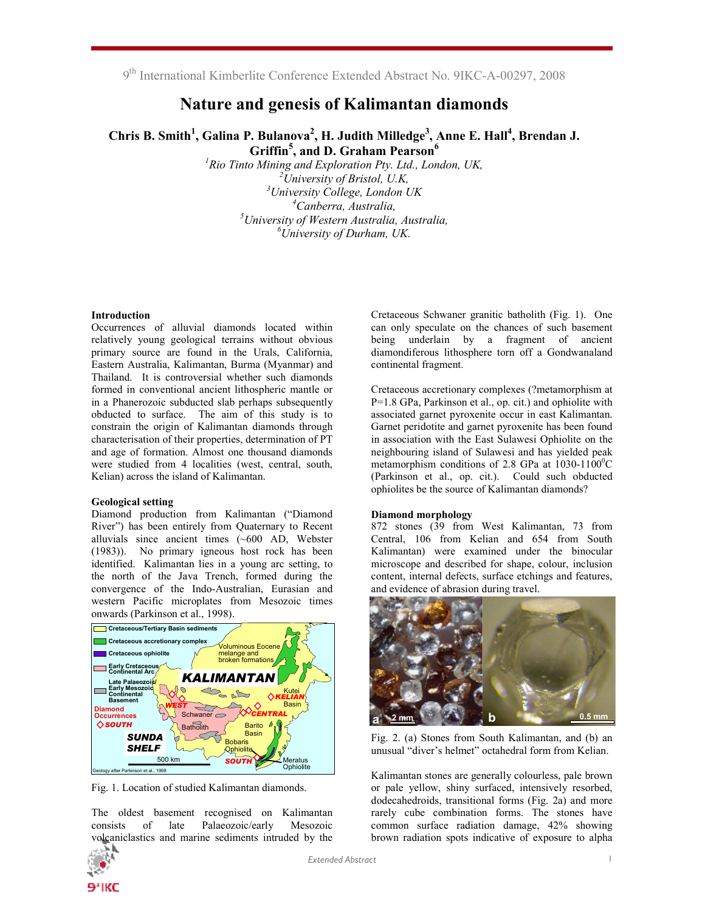# Nature and genesis of Kalimantan diamonds

**Chris B. Smith[1], Galina P. Bulanova[2], H. Judith Milledge[3], Anne E. Hall[4], Brendan J. Griffin[5], and D. Graham Pearson[6]**

[1]*Rio Tinto Mining and Exploration Pty. Ltd., London, UK,*
[2]*University of Bristol, U.K,*
[3]*University College, London UK*
[4]*Canberra, Australia,*
[5]*University of Western Australia, Australia,*
[6]*University of Durham, UK.*

### Introduction

Occurrences of alluvial diamonds located within relatively young geological terrains without obvious primary source are found in the Urals, California, Eastern Australia, Kalimantan, Burma (Myanmar) and Thailand. It is controversial whether such diamonds formed in conventional ancient lithospheric mantle or in a Phanerozoic subducted slab perhaps subsequently obducted to surface. The aim of this study is to constrain the origin of Kalimantan diamonds through characterisation of their properties, determination of PT and age of formation. Almost one thousand diamonds were studied from 4 localities (west, central, south, Kelian) across the island of Kalimantan.

### Geological setting

Diamond production from Kalimantan ("Diamond River") has been entirely from Quaternary to Recent alluvials since ancient times (~600 AD, Webster (1983)). No primary igneous host rock has been identified. Kalimantan lies in a young arc setting, to the north of the Java Trench, formed during the convergence of the Indo-Australian, Eurasian and western Pacific microplates from Mesozoic times onwards (Parkinson et al., 1998).

Fig. 1. Location of studied Kalimantan diamonds.

The oldest basement recognised on Kalimantan consists of late Palaeozoic/early Mesozoic volcaniclastics and marine sediments intruded by the Cretaceous Schwaner granitic batholith (Fig. 1). One can only speculate on the chances of such basement being underlain by a fragment of ancient diamondiferous lithosphere torn off a Gondwanaland continental fragment.

Cretaceous accretionary complexes (?metamorphism at P=1.8 GPa, Parkinson et al., op. cit.) and ophiolite with associated garnet pyroxenite occur in east Kalimantan. Garnet peridotite and garnet pyroxenite has been found in association with the East Sulawesi Ophiolite on the neighbouring island of Sulawesi and has yielded peak metamorphism conditions of 2.8 GPa at 1030-1100$^0$C (Parkinson et al., op. cit.). Could such obducted ophiolites be the source of Kalimantan diamonds?

### Diamond morphology

872 stones (39 from West Kalimantan, 73 from Central, 106 from Kelian and 654 from South Kalimantan) were examined under the binocular microscope and described for shape, colour, inclusion content, internal defects, surface etchings and features, and evidence of abrasion during travel.

Fig. 2. (a) Stones from South Kalimantan, and (b) an unusual "diver's helmet" octahedral form from Kelian.

Kalimantan stones are generally colourless, pale brown or pale yellow, shiny surfaced, intensively resorbed, dodecahedroids, transitional forms (Fig. 2a) and more rarely cube combination forms. The stones have common surface radiation damage, 42% showing brown radiation spots indicative of exposure to alpha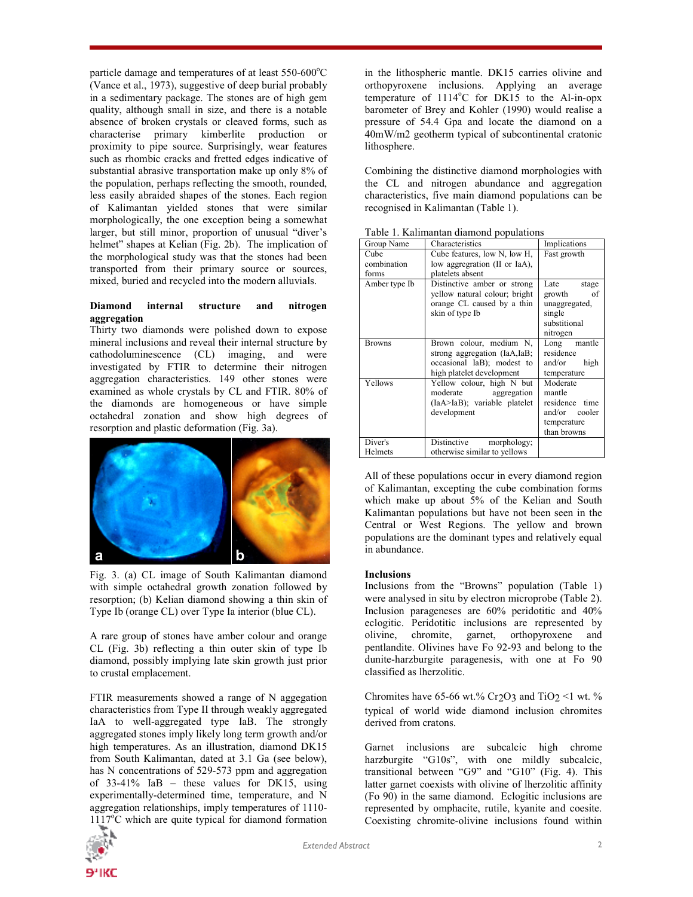particle damage and temperatures of at least 550-600°C (Vance et al., 1973), suggestive of deep burial probably in a sedimentary package. The stones are of high gem quality, although small in size, and there is a notable absence of broken crystals or cleaved forms, such as characterise primary kimberlite production or proximity to pipe source. Surprisingly, wear features such as rhombic cracks and fretted edges indicative of substantial abrasive transportation make up only 8% of the population, perhaps reflecting the smooth, rounded, less easily abraided shapes of the stones. Each region of Kalimantan yielded stones that were similar morphologically, the one exception being a somewhat larger, but still minor, proportion of unusual "diver's helmet" shapes at Kelian (Fig. 2b). The implication of the morphological study was that the stones had been transported from their primary source or sources, mixed, buried and recycled into the modern alluvials.

**Diamond internal structure and nitrogen aggregation**

Thirty two diamonds were polished down to expose mineral inclusions and reveal their internal structure by cathodoluminescence (CL) imaging, and were investigated by FTIR to determine their nitrogen aggregation characteristics. 149 other stones were examined as whole crystals by CL and FTIR. 80% of the diamonds are homogeneous or have simple octahedral zonation and show high degrees of resorption and plastic deformation (Fig. 3a).

Fig. 3. (a) CL image of South Kalimantan diamond with simple octahedral growth zonation followed by resorption; (b) Kelian diamond showing a thin skin of Type Ib (orange CL) over Type Ia interior (blue CL).

A rare group of stones have amber colour and orange CL (Fig. 3b) reflecting a thin outer skin of type Ib diamond, possibly implying late skin growth just prior to crustal emplacement.

FTIR measurements showed a range of N aggregation characteristics from Type II through weakly aggregated IaA to well-aggregated type IaB. The strongly aggregated stones imply likely long term growth and/or high temperatures. As an illustration, diamond DK15 from South Kalimantan, dated at 3.1 Ga (see below), has N concentrations of 529-573 ppm and aggregation of 33-41% IaB – these values for DK15, using experimentally-determined time, temperature, and N aggregation relationships, imply temperatures of 1110-1117°C which are quite typical for diamond formation in the lithospheric mantle. DK15 carries olivine and orthopyroxene inclusions. Applying an average temperature of 1114°C for DK15 to the Al-in-opx barometer of Brey and Kohler (1990) would realise a pressure of 54.4 Gpa and locate the diamond on a 40mW/m2 geotherm typical of subcontinental cratonic lithosphere.

Combining the distinctive diamond morphologies with the CL and nitrogen abundance and aggregation characteristics, five main diamond populations can be recognised in Kalimantan (Table 1).

Table 1. Kalimantan diamond populations

| Group Name | Characteristics | Implications |
|---|---|---|
| Cube combination forms | Cube features, low N, low H, low aggregation (II or IaA), platelets absent | Fast growth |
| Amber type Ib | Distinctive amber or strong yellow natural colour; bright orange CL caused by a thin skin of type Ib | Late stage growth of unaggregated, single substitutional nitrogen |
| Browns | Brown colour, medium N, strong aggregation (IaA,IaB; occasional IaB); modest to high platelet development | Long mantle residence and/or high temperature |
| Yellows | Yellow colour, high N but moderate aggregation (IaA>IaB); variable platelet development | Moderate mantle residence time and/or cooler temperature than browns |
| Diver's Helmets | Distinctive morphology; otherwise similar to yellows | |

All of these populations occur in every diamond region of Kalimantan, excepting the cube combination forms which make up about 5% of the Kelian and South Kalimantan populations but have not been seen in the Central or West Regions. The yellow and brown populations are the dominant types and relatively equal in abundance.

**Inclusions**

Inclusions from the "Browns" population (Table 1) were analysed in situ by electron microprobe (Table 2). Inclusion parageneses are 60% peridotitic and 40% eclogitic. Peridotitic inclusions are represented by olivine, chromite, garnet, orthopyroxene and pentlandite. Olivines have Fo 92-93 and belong to the dunite-harzburgite paragenesis, with one at Fo 90 classified as lherzolitic.

Chromites have 65-66 wt.% $Cr_2O_3$ and $TiO_2$ <1 wt. % typical of world wide diamond inclusion chromites derived from cratons.

Garnet inclusions are subcalcic high chrome harzburgite "G10s", with one mildly subcalcic, transitional between "G9" and "G10" (Fig. 4). This latter garnet coexists with olivine of lherzolitic affinity (Fo 90) in the same diamond. Eclogitic inclusions are represented by omphacite, rutile, kyanite and coesite. Coexisting chromite-olivine inclusions found within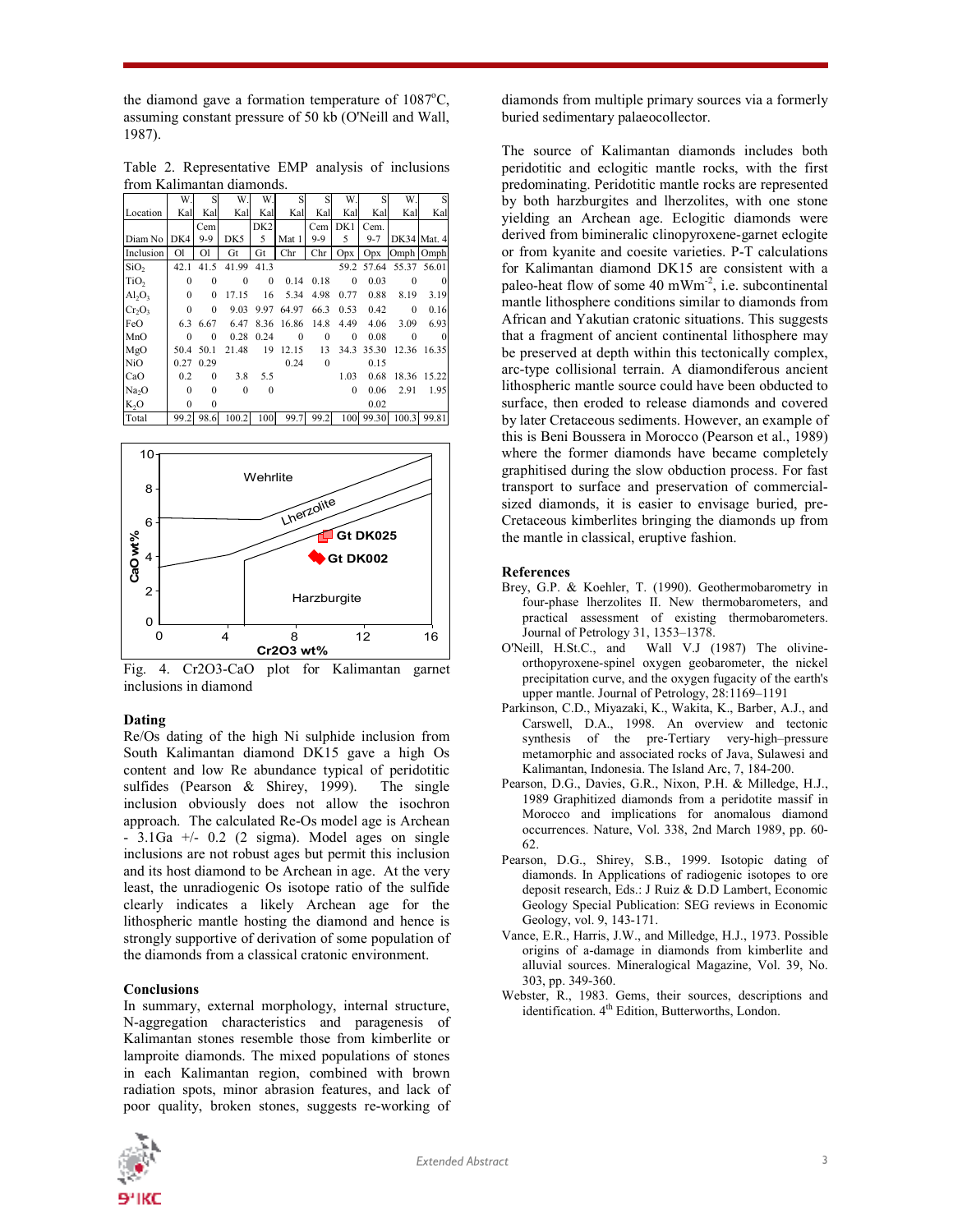the diamond gave a formation temperature of 1087°C, assuming constant pressure of 50 kb (O'Neill and Wall, 1987).

Table 2. Representative EMP analysis of inclusions from Kalimantan diamonds.

| Location | W. Kal | S Kal | W. Kal | W. Kal | S Kal | S Kal | W. Kal | S Kal | W. Kal | S Kal |
|---|---|---|---|---|---|---|---|---|---|---|
| Diam No | DK4 | Cem 9-9 | DK5 | DK25 | Mat 1 | Cem 9-9 | DK15 | Cem. 9-7 | DK34 | Mat. 4 |
| Inclusion | Ol | Ol | Gt | Gt | Chr | Chr | Opx | Opx | Omph | Omph |
| $SiO_2$ | 42.1 | 41.5 | 41.99 | 41.3 | | | 59.2 | 57.64 | 55.37 | 56.01 |
| $TiO_2$ | 0 | 0 | 0 | 0 | 0.14 | 0.18 | 0 | 0.03 | 0 | 0 |
| $Al_2O_3$ | 0 | 0 | 17.15 | 16 | 5.34 | 4.98 | 0.77 | 0.88 | 8.19 | 3.19 |
| $Cr_2O_3$ | 0 | 0 | 9.03 | 9.97 | 64.97 | 66.3 | 0.53 | 0.42 | 0 | 0.16 |
| FeO | 6.3 | 6.67 | 6.47 | 8.36 | 16.86 | 14.8 | 4.49 | 4.06 | 3.09 | 6.93 |
| MnO | 0 | 0 | 0.28 | 0.24 | 0 | 0 | 0 | 0.08 | 0 | 0 |
| MgO | 50.4 | 50.1 | 21.48 | 19 | 12.15 | 13 | 34.3 | 35.30 | 12.36 | 16.35 |
| NiO | 0.27 | 0.29 | | | 0.24 | 0 | | 0.15 | | |
| CaO | 0.2 | 0 | 3.8 | 5.5 | | | 1.03 | 0.68 | 18.36 | 15.22 |
| $Na_2O$ | 0 | 0 | 0 | 0 | | | 0 | 0.06 | 2.91 | 1.95 |
| $K_2O$ | 0 | 0 | | | | | | 0.02 | | |
| Total | 99.2 | 98.6 | 100.2 | 100 | 99.7 | 99.2 | 100 | 99.30 | 100.3 | 99.81 |

Wehrlite
Lherzolite
Harzburgite
Gt DK025
Gt DK002
CaO wt%
Cr2O3 wt%
0 2 4 6 8 10
0 4 8 12 16

Fig. 4. Cr2O3-CaO plot for Kalimantan garnet inclusions in diamond

## Dating

Re/Os dating of the high Ni sulphide inclusion from South Kalimantan diamond DK15 gave a high Os content and low Re abundance typical of peridotitic sulfides (Pearson & Shirey, 1999). The single inclusion obviously does not allow the isochron approach. The calculated Re-Os model age is Archean - 3.1Ga +/- 0.2 (2 sigma). Model ages on single inclusions are not robust ages but permit this inclusion and its host diamond to be Archean in age. At the very least, the unradiogenic Os isotope ratio of the sulfide clearly indicates a likely Archean age for the lithospheric mantle hosting the diamond and hence is strongly supportive of derivation of some population of the diamonds from a classical cratonic environment.

## Conclusions

In summary, external morphology, internal structure, N-aggregation characteristics and paragenesis of Kalimantan stones resemble those from kimberlite or lamproite diamonds. The mixed populations of stones in each Kalimantan region, combined with brown radiation spots, minor abrasion features, and lack of poor quality, broken stones, suggests re-working of diamonds from multiple primary sources via a formerly buried sedimentary palaeocollector.

The source of Kalimantan diamonds includes both peridotitic and eclogitic mantle rocks, with the first predominating. Peridotitic mantle rocks are represented by both harzburgites and lherzolites, with one stone yielding an Archean age. Eclogitic diamonds were derived from bimineralic clinopyroxene-garnet eclogite or from kyanite and coesite varieties. P-T calculations for Kalimantan diamond DK15 are consistent with a paleo-heat flow of some 40 $mWm^{-2}$, i.e. subcontinental mantle lithosphere conditions similar to diamonds from African and Yakutian cratonic situations. This suggests that a fragment of ancient continental lithosphere may be preserved at depth within this tectonically complex, arc-type collisional terrain. A diamondiferous ancient lithospheric mantle source could have been obducted to surface, then eroded to release diamonds and covered by later Cretaceous sediments. However, an example of this is Beni Boussera in Morocco (Pearson et al., 1989) where the former diamonds have became completely graphitised during the slow obduction process. For fast transport to surface and preservation of commercial-sized diamonds, it is easier to envisage buried, pre-Cretaceous kimberlites bringing the diamonds up from the mantle in classical, eruptive fashion.

## References

Brey, G.P. & Koehler, T. (1990). Geothermobarometry in four-phase lherzolites II. New thermobarometers, and practical assessment of existing thermobarometers. Journal of Petrology 31, 1353–1378.

O'Neill, H.St.C., and Wall V.J (1987) The olivine-orthopyroxene-spinel oxygen geobarometer, the nickel precipitation curve, and the oxygen fugacity of the earth's upper mantle. Journal of Petrology, 28:1169–1191

Parkinson, C.D., Miyazaki, K., Wakita, K., Barber, A.J., and Carswell, D.A., 1998. An overview and tectonic synthesis of the pre-Tertiary very-high–pressure metamorphic and associated rocks of Java, Sulawesi and Kalimantan, Indonesia. The Island Arc, 7, 184-200.

Pearson, D.G., Davies, G.R., Nixon, P.H. & Milledge, H.J., 1989 Graphitized diamonds from a peridotite massif in Morocco and implications for anomalous diamond occurrences. Nature, Vol. 338, 2nd March 1989, pp. 60-62.

Pearson, D.G., Shirey, S.B., 1999. Isotopic dating of diamonds. In Applications of radiogenic isotopes to ore deposit research, Eds.: J Ruiz & D.D Lambert, Economic Geology Special Publication: SEG reviews in Economic Geology, vol. 9, 143-171.

Vance, E.R., Harris, J.W., and Milledge, H.J., 1973. Possible origins of a-damage in diamonds from kimberlite and alluvial sources. Mineralogical Magazine, Vol. 39, No. 303, pp. 349-360.

Webster, R., 1983. Gems, their sources, descriptions and identification. 4th Edition, Butterworths, London.